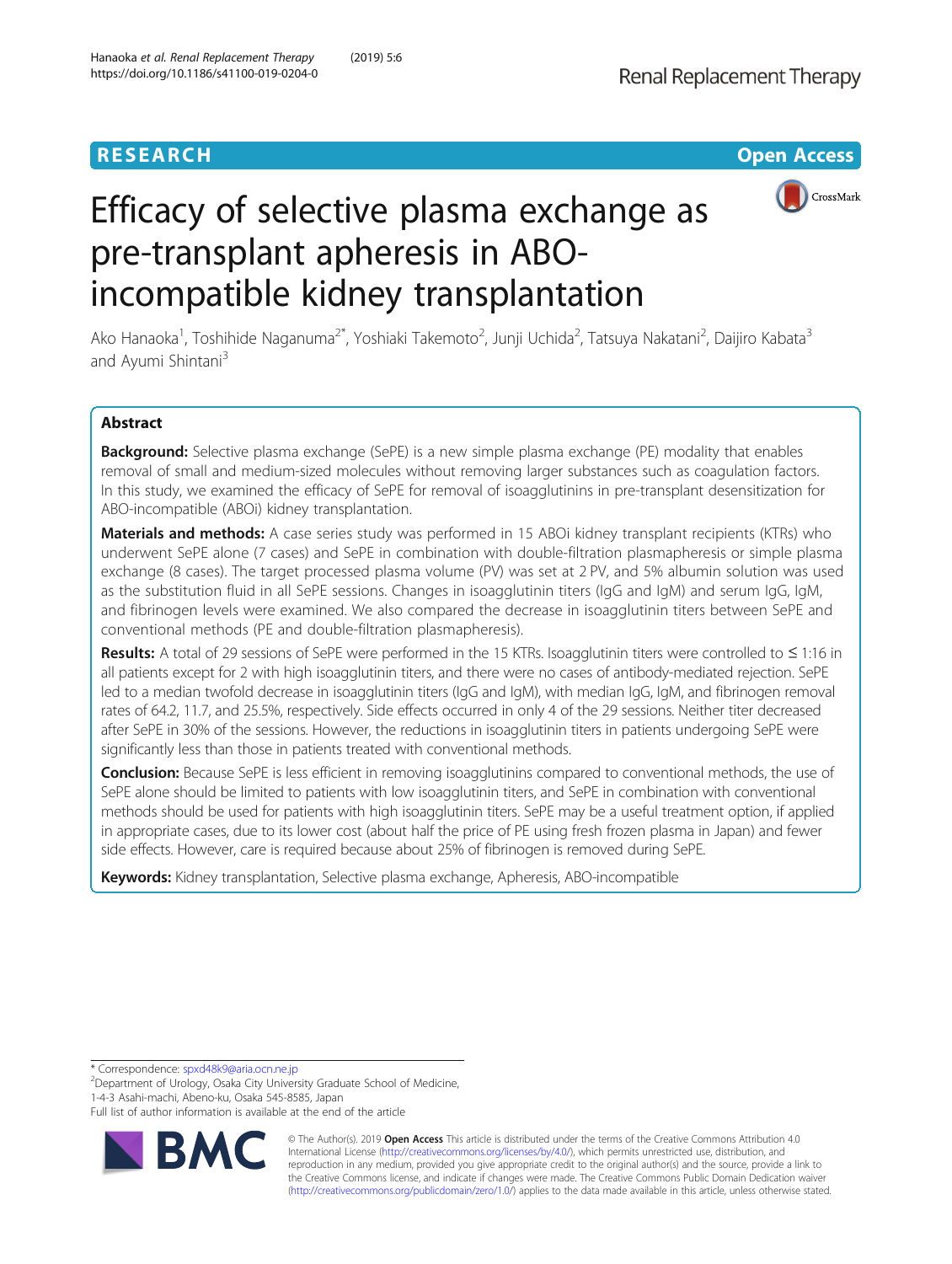RESEARCH

Open Access

# Efficacy of selective plasma exchange as pre-transplant apheresis in ABO-incompatible kidney transplantation

Ako Hanaoka[1], Toshihide Naganuma[2*], Yoshiaki Takemoto[2], Junji Uchida[2], Tatsuya Nakatani[2], Daijiro Kabata[3] and Ayumi Shintani[3]

## Abstract

**Background:** Selective plasma exchange (SePE) is a new simple plasma exchange (PE) modality that enables removal of small and medium-sized molecules without removing larger substances such as coagulation factors. In this study, we examined the efficacy of SePE for removal of isoagglutinins in pre-transplant desensitization for ABO-incompatible (ABOi) kidney transplantation.

**Materials and methods:** A case series study was performed in 15 ABOi kidney transplant recipients (KTRs) who underwent SePE alone (7 cases) and SePE in combination with double-filtration plasmapheresis or simple plasma exchange (8 cases). The target processed plasma volume (PV) was set at 2 PV, and 5% albumin solution was used as the substitution fluid in all SePE sessions. Changes in isoagglutinin titers (IgG and IgM) and serum IgG, IgM, and fibrinogen levels were examined. We also compared the decrease in isoagglutinin titers between SePE and conventional methods (PE and double-filtration plasmapheresis).

**Results:** A total of 29 sessions of SePE were performed in the 15 KTRs. Isoagglutinin titers were controlled to ≤ 1:16 in all patients except for 2 with high isoagglutinin titers, and there were no cases of antibody-mediated rejection. SePE led to a median twofold decrease in isoagglutinin titers (IgG and IgM), with median IgG, IgM, and fibrinogen removal rates of 64.2, 11.7, and 25.5%, respectively. Side effects occurred in only 4 of the 29 sessions. Neither titer decreased after SePE in 30% of the sessions. However, the reductions in isoagglutinin titers in patients undergoing SePE were significantly less than those in patients treated with conventional methods.

**Conclusion:** Because SePE is less efficient in removing isoagglutinins compared to conventional methods, the use of SePE alone should be limited to patients with low isoagglutinin titers, and SePE in combination with conventional methods should be used for patients with high isoagglutinin titers. SePE may be a useful treatment option, if applied in appropriate cases, due to its lower cost (about half the price of PE using fresh frozen plasma in Japan) and fewer side effects. However, care is required because about 25% of fibrinogen is removed during SePE.

**Keywords:** Kidney transplantation, Selective plasma exchange, Apheresis, ABO-incompatible

---

* Correspondence: spxd48k9@aria.ocn.ne.jp
[2]Department of Urology, Osaka City University Graduate School of Medicine, 1-4-3 Asahi-machi, Abeno-ku, Osaka 545-8585, Japan
Full list of author information is available at the end of the article

© The Author(s). 2019 **Open Access** This article is distributed under the terms of the Creative Commons Attribution 4.0 International License (http://creativecommons.org/licenses/by/4.0/), which permits unrestricted use, distribution, and reproduction in any medium, provided you give appropriate credit to the original author(s) and the source, provide a link to the Creative Commons license, and indicate if changes were made. The Creative Commons Public Domain Dedication waiver (http://creativecommons.org/publicdomain/zero/1.0/) applies to the data made available in this article, unless otherwise stated.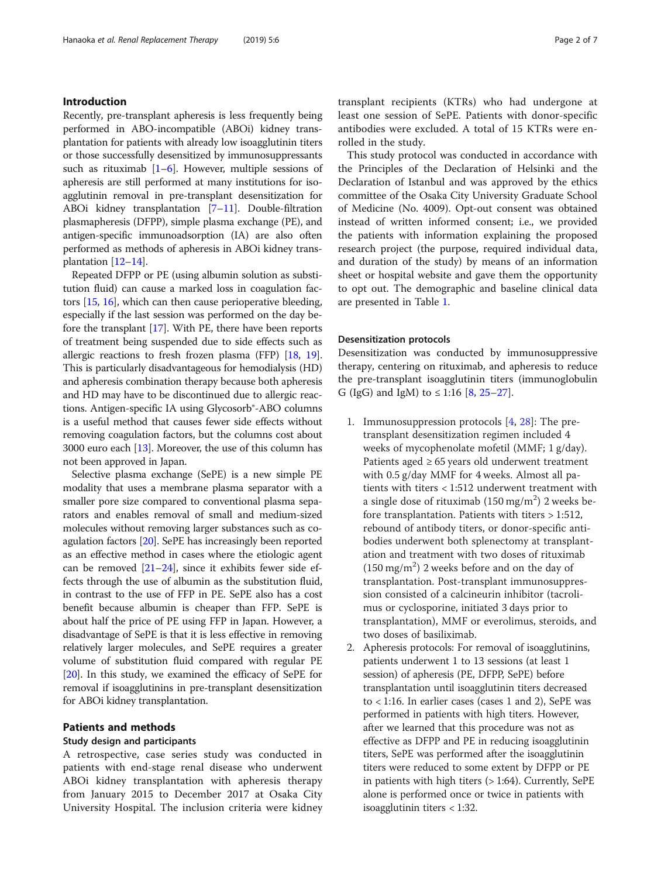## Introduction

Recently, pre-transplant apheresis is less frequently being performed in ABO-incompatible (ABOi) kidney transplantation for patients with already low isoagglutinin titers or those successfully desensitized by immunosuppressants such as rituximab [1–6]. However, multiple sessions of apheresis are still performed at many institutions for isoagglutinin removal in pre-transplant desensitization for ABOi kidney transplantation [7–11]. Double-filtration plasmapheresis (DFPP), simple plasma exchange (PE), and antigen-specific immunoadsorption (IA) are also often performed as methods of apheresis in ABOi kidney transplantation [12–14].

Repeated DFPP or PE (using albumin solution as substitution fluid) can cause a marked loss in coagulation factors [15, 16], which can then cause perioperative bleeding, especially if the last session was performed on the day before the transplant [17]. With PE, there have been reports of treatment being suspended due to side effects such as allergic reactions to fresh frozen plasma (FFP) [18, 19]. This is particularly disadvantageous for hemodialysis (HD) and apheresis combination therapy because both apheresis and HD may have to be discontinued due to allergic reactions. Antigen-specific IA using Glycosorb®-ABO columns is a useful method that causes fewer side effects without removing coagulation factors, but the columns cost about 3000 euro each [13]. Moreover, the use of this column has not been approved in Japan.

Selective plasma exchange (SePE) is a new simple PE modality that uses a membrane plasma separator with a smaller pore size compared to conventional plasma separators and enables removal of small and medium-sized molecules without removing larger substances such as coagulation factors [20]. SePE has increasingly been reported as an effective method in cases where the etiologic agent can be removed [21–24], since it exhibits fewer side effects through the use of albumin as the substitution fluid, in contrast to the use of FFP in PE. SePE also has a cost benefit because albumin is cheaper than FFP. SePE is about half the price of PE using FFP in Japan. However, a disadvantage of SePE is that it is less effective in removing relatively larger molecules, and SePE requires a greater volume of substitution fluid compared with regular PE [20]. In this study, we examined the efficacy of SePE for removal if isoagglutinins in pre-transplant desensitization for ABOi kidney transplantation.

## Patients and methods

### Study design and participants

A retrospective, case series study was conducted in patients with end-stage renal disease who underwent ABOi kidney transplantation with apheresis therapy from January 2015 to December 2017 at Osaka City University Hospital. The inclusion criteria were kidney transplant recipients (KTRs) who had undergone at least one session of SePE. Patients with donor-specific antibodies were excluded. A total of 15 KTRs were enrolled in the study.

This study protocol was conducted in accordance with the Principles of the Declaration of Helsinki and the Declaration of Istanbul and was approved by the ethics committee of the Osaka City University Graduate School of Medicine (No. 4009). Opt-out consent was obtained instead of written informed consent; i.e., we provided the patients with information explaining the proposed research project (the purpose, required individual data, and duration of the study) by means of an information sheet or hospital website and gave them the opportunity to opt out. The demographic and baseline clinical data are presented in Table 1.

### Desensitization protocols

Desensitization was conducted by immunosuppressive therapy, centering on rituximab, and apheresis to reduce the pre-transplant isoagglutinin titers (immunoglobulin G (IgG) and IgM) to ≤ 1:16 [8, 25–27].

1. Immunosuppression protocols [4, 28]: The pre-transplant desensitization regimen included 4 weeks of mycophenolate mofetil (MMF; 1 g/day). Patients aged ≥ 65 years old underwent treatment with 0.5 g/day MMF for 4 weeks. Almost all patients with titers < 1:512 underwent treatment with a single dose of rituximab (150 mg/m$^2$) 2 weeks before transplantation. Patients with titers > 1:512, rebound of antibody titers, or donor-specific antibodies underwent both splenectomy at transplantation and treatment with two doses of rituximab (150 mg/m$^2$) 2 weeks before and on the day of transplantation. Post-transplant immunosuppression consisted of a calcineurin inhibitor (tacrolimus or cyclosporine, initiated 3 days prior to transplantation), MMF or everolimus, steroids, and two doses of basiliximab.
2. Apheresis protocols: For removal of isoagglutinins, patients underwent 1 to 13 sessions (at least 1 session) of apheresis (PE, DFPP, SePE) before transplantation until isoagglutinin titers decreased to < 1:16. In earlier cases (cases 1 and 2), SePE was performed in patients with high titers. However, after we learned that this procedure was not as effective as DFPP and PE in reducing isoagglutinin titers, SePE was performed after the isoagglutinin titers were reduced to some extent by DFPP or PE in patients with high titers (> 1:64). Currently, SePE alone is performed once or twice in patients with isoagglutinin titers < 1:32.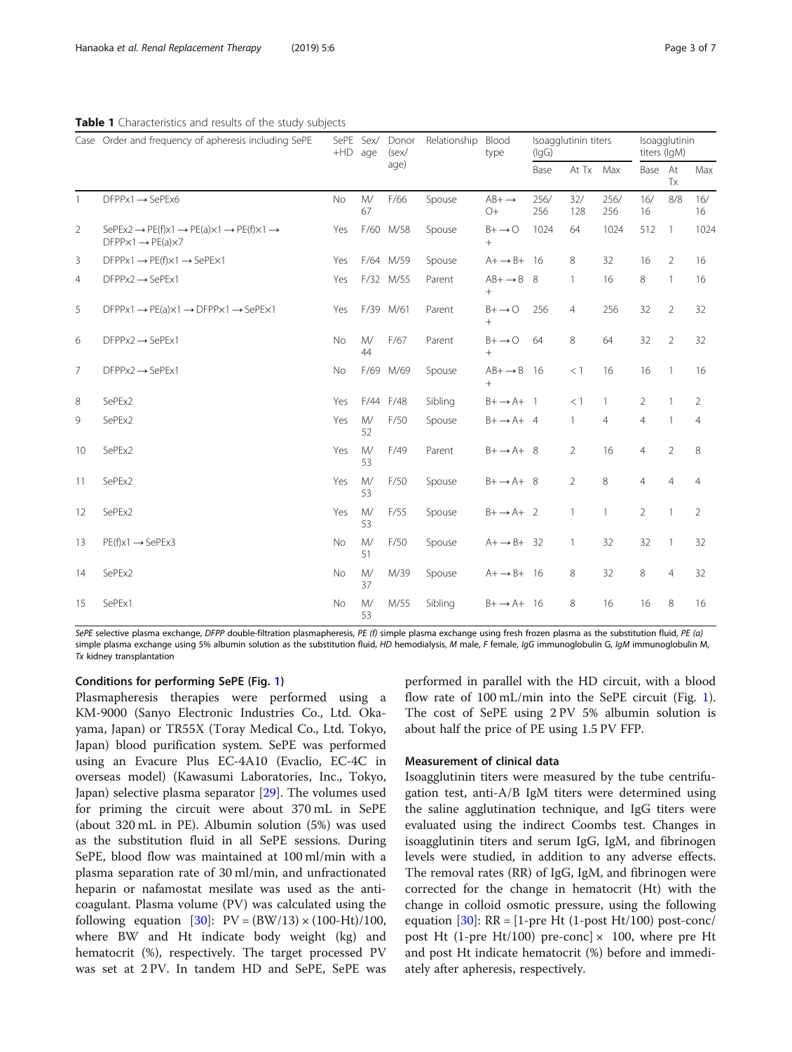**Table 1** Characteristics and results of the study subjects

| Case | Order and frequency of apheresis including SePE | SePE +HD | Sex/ age | Donor (sex/ age) | Relationship | Blood type | Isoagglutinin titers (IgG) | | | Isoagglutinin titers (IgM) | | |
|---|---|---|---|---|---|---|---|---|---|---|---|---|
| | | | | | | | Base | At Tx | Max | Base | At Tx | Max |
| 1 | DFPPx1 → SePEx6 | No | M/ 67 | F/66 | Spouse | AB+ → O+ | 256/ 256 | 32/ 128 | 256/ 256 | 16/ 16 | 8/8 | 16/ 16 |
| 2 | SePEx2 → PE(f)x1 → PE(a)x1 → PE(f)x1 → DFPPx1 → PE(a)x7 | Yes | F/60 | M/58 | Spouse | B+ → O + | 1024 | 64 | 1024 | 512 | 1 | 1024 |
| 3 | DFPPx1 → PE(f)x1 → SePEx1 | Yes | F/64 | M/59 | Spouse | A+ → B+ | 16 | 8 | 32 | 16 | 2 | 16 |
| 4 | DFPPx2 → SePEx1 | Yes | F/32 | M/55 | Parent | AB+ → B + | 8 | 1 | 16 | 8 | 1 | 16 |
| 5 | DFPPx1 → PE(a)x1 → DFPPx1 → SePEx1 | Yes | F/39 | M/61 | Parent | B+ → O + | 256 | 4 | 256 | 32 | 2 | 32 |
| 6 | DFPPx2 → SePEx1 | No | M/ 44 | F/67 | Parent | B+ → O + | 64 | 8 | 64 | 32 | 2 | 32 |
| 7 | DFPPx2 → SePEx1 | No | F/69 | M/69 | Spouse | AB+ → B + | 16 | < 1 | 16 | 16 | 1 | 16 |
| 8 | SePEx2 | Yes | F/44 | F/48 | Sibling | B+ → A+ | 1 | < 1 | 1 | 2 | 1 | 2 |
| 9 | SePEx2 | Yes | M/ 52 | F/50 | Spouse | B+ → A+ | 4 | 1 | 4 | 4 | 1 | 4 |
| 10 | SePEx2 | Yes | M/ 53 | F/49 | Parent | B+ → A+ | 8 | 2 | 16 | 4 | 2 | 8 |
| 11 | SePEx2 | Yes | M/ 53 | F/50 | Spouse | B+ → A+ | 8 | 2 | 8 | 4 | 4 | 4 |
| 12 | SePEx2 | Yes | M/ 53 | F/55 | Spouse | B+ → A+ | 2 | 1 | 1 | 2 | 1 | 2 |
| 13 | PE(f)x1 → SePEx3 | No | M/ 51 | F/50 | Spouse | A+ → B+ | 32 | 1 | 32 | 32 | 1 | 32 |
| 14 | SePEx2 | No | M/ 37 | M/39 | Spouse | A+ → B+ | 16 | 8 | 32 | 8 | 4 | 32 |
| 15 | SePEx1 | No | M/ 53 | M/55 | Sibling | B+ → A+ | 16 | 8 | 16 | 16 | 8 | 16 |

*SePE* selective plasma exchange, *DFPP* double-filtration plasmapheresis, *PE (f)* simple plasma exchange using fresh frozen plasma as the substitution fluid, *PE (a)* simple plasma exchange using 5% albumin solution as the substitution fluid, *HD* hemodialysis, *M* male, *F* female, *IgG* immunoglobulin G, *IgM* immunoglobulin M, *Tx* kidney transplantation

### Conditions for performing SePE (Fig. 1)

Plasmapheresis therapies were performed using a KM-9000 (Sanyo Electronic Industries Co., Ltd. Okayama, Japan) or TR55X (Toray Medical Co., Ltd. Tokyo, Japan) blood purification system. SePE was performed using an Evacure Plus EC-4A10 (Evaclio, EC-4C in overseas model) (Kawasumi Laboratories, Inc., Tokyo, Japan) selective plasma separator [29]. The volumes used for priming the circuit were about 370 mL in SePE (about 320 mL in PE). Albumin solution (5%) was used as the substitution fluid in all SePE sessions. During SePE, blood flow was maintained at 100 ml/min with a plasma separation rate of 30 ml/min, and unfractionated heparin or nafamostat mesilate was used as the anticoagulant. Plasma volume (PV) was calculated using the following equation [30]: $PV = (BW/13) \times (100\text{-}Ht)/100$, where BW and Ht indicate body weight (kg) and hematocrit (%), respectively. The target processed PV was set at 2 PV. In tandem HD and SePE, SePE was performed in parallel with the HD circuit, with a blood flow rate of 100 mL/min into the SePE circuit (Fig. 1). The cost of SePE using 2 PV 5% albumin solution is about half the price of PE using 1.5 PV FFP.

### Measurement of clinical data

Isoagglutinin titers were measured by the tube centrifugation test, anti-A/B IgM titers were determined using the saline agglutination technique, and IgG titers were evaluated using the indirect Coombs test. Changes in isoagglutinin titers and serum IgG, IgM, and fibrinogen levels were studied, in addition to any adverse effects. The removal rates (RR) of IgG, IgM, and fibrinogen were corrected for the change in hematocrit (Ht) with the change in colloid osmotic pressure, using the following equation [30]: $RR = [1\text{-pre Ht } (1\text{-post Ht}/100) \text{ post-conc}/\text{post Ht } (1\text{-pre Ht}/100) \text{ pre-conc}] \times 100$, where pre Ht and post Ht indicate hematocrit (%) before and immediately after apheresis, respectively.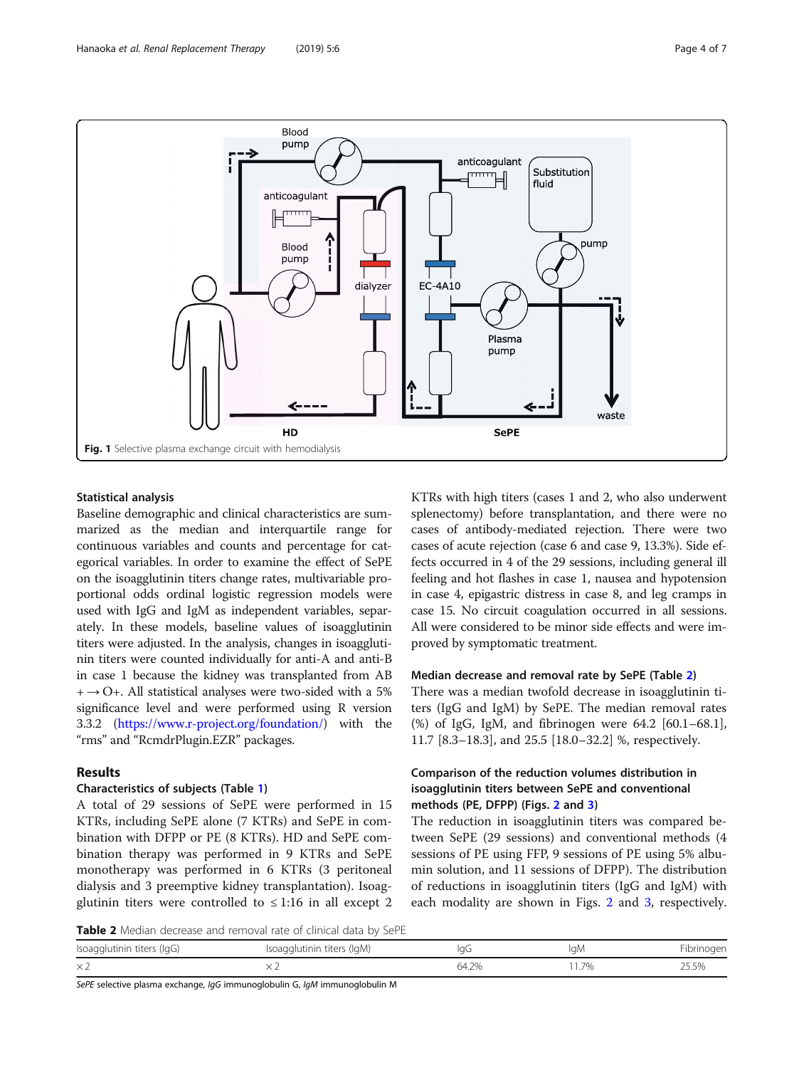Fig. 1 Selective plasma exchange circuit with hemodialysis

### Statistical analysis

Baseline demographic and clinical characteristics are summarized as the median and interquartile range for continuous variables and counts and percentage for categorical variables. In order to examine the effect of SePE on the isoagglutinin titers change rates, multivariable proportional odds ordinal logistic regression models were used with IgG and IgM as independent variables, separately. In these models, baseline values of isoagglutinin titers were adjusted. In the analysis, changes in isoagglutinin titers were counted individually for anti-A and anti-B in case 1 because the kidney was transplanted from AB + → O+. All statistical analyses were two-sided with a 5% significance level and were performed using R version 3.3.2 (https://www.r-project.org/foundation/) with the "rms" and "RcmdrPlugin.EZR" packages.

## Results

### Characteristics of subjects (Table 1)

A total of 29 sessions of SePE were performed in 15 KTRs, including SePE alone (7 KTRs) and SePE in combination with DFPP or PE (8 KTRs). HD and SePE combination therapy was performed in 9 KTRs and SePE monotherapy was performed in 6 KTRs (3 peritoneal dialysis and 3 preemptive kidney transplantation). Isoagglutinin titers were controlled to ≤ 1:16 in all except 2 KTRs with high titers (cases 1 and 2, who also underwent splenectomy) before transplantation, and there were no cases of antibody-mediated rejection. There were two cases of acute rejection (case 6 and case 9, 13.3%). Side effects occurred in 4 of the 29 sessions, including general ill feeling and hot flashes in case 1, nausea and hypotension in case 4, epigastric distress in case 8, and leg cramps in case 15. No circuit coagulation occurred in all sessions. All were considered to be minor side effects and were improved by symptomatic treatment.

### Median decrease and removal rate by SePE (Table 2)

There was a median twofold decrease in isoagglutinin titers (IgG and IgM) by SePE. The median removal rates (%) of IgG, IgM, and fibrinogen were 64.2 [60.1–68.1], 11.7 [8.3–18.3], and 25.5 [18.0–32.2] %, respectively.

### Comparison of the reduction volumes distribution in isoagglutinin titers between SePE and conventional methods (PE, DFPP) (Figs. 2 and 3)

The reduction in isoagglutinin titers was compared between SePE (29 sessions) and conventional methods (4 sessions of PE using FFP, 9 sessions of PE using 5% albumin solution, and 11 sessions of DFPP). The distribution of reductions in isoagglutinin titers (IgG and IgM) with each modality are shown in Figs. 2 and 3, respectively.

**Table 2** Median decrease and removal rate of clinical data by SePE

| Isoagglutinin titers (IgG) | Isoagglutinin titers (IgM) | IgG | IgM | Fibrinogen |
|---|---|---|---|---|
| ×2 | ×2 | 64.2% | 11.7% | 25.5% |

*SePE* selective plasma exchange, *IgG* immunoglobulin G, *IgM* immunoglobulin M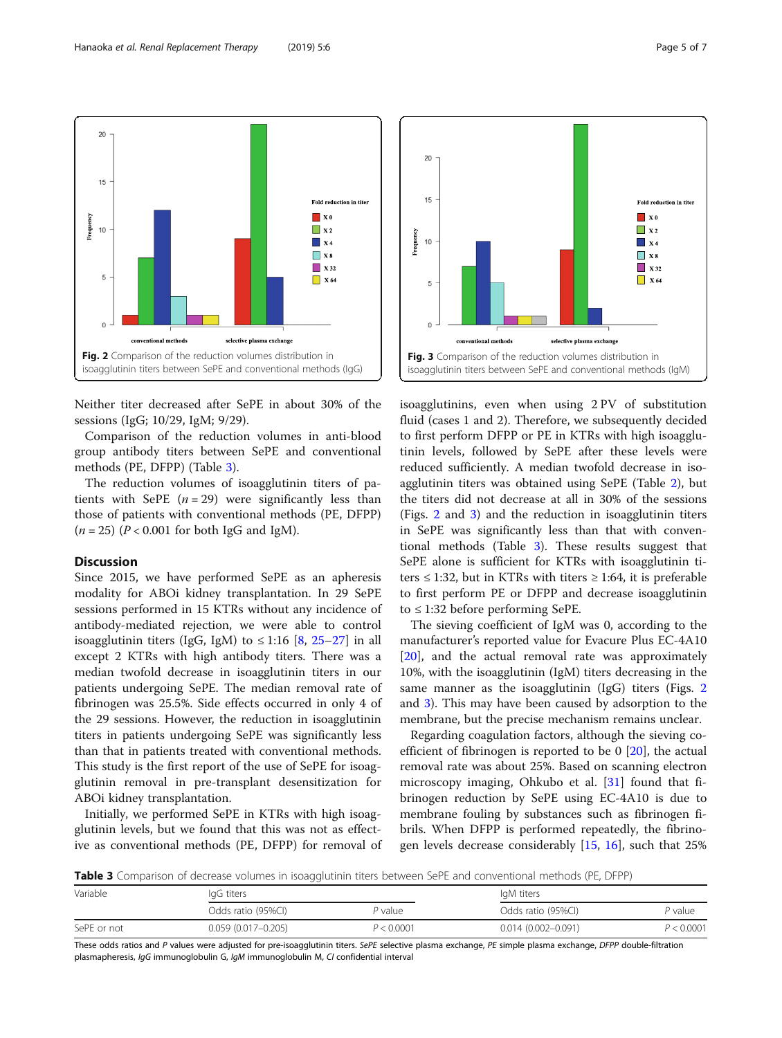Fig. 2 Comparison of the reduction volumes distribution in isoagglutinin titers between SePE and conventional methods (IgG)

Fig. 3 Comparison of the reduction volumes distribution in isoagglutinin titers between SePE and conventional methods (IgM)

Neither titer decreased after SePE in about 30% of the sessions (IgG; 10/29, IgM; 9/29).

Comparison of the reduction volumes in anti-blood group antibody titers between SePE and conventional methods (PE, DFPP) (Table 3).

The reduction volumes of isoagglutinin titers of patients with SePE ($n = 29$) were significantly less than those of patients with conventional methods (PE, DFPP) ($n = 25$) ($P < 0.001$ for both IgG and IgM).

## Discussion

Since 2015, we have performed SePE as an apheresis modality for ABOi kidney transplantation. In 29 SePE sessions performed in 15 KTRs without any incidence of antibody-mediated rejection, we were able to control isoagglutinin titers (IgG, IgM) to ≤ 1:16 [8, 25–27] in all except 2 KTRs with high antibody titers. There was a median twofold decrease in isoagglutinin titers in our patients undergoing SePE. The median removal rate of fibrinogen was 25.5%. Side effects occurred in only 4 of the 29 sessions. However, the reduction in isoagglutinin titers in patients undergoing SePE was significantly less than that in patients treated with conventional methods. This study is the first report of the use of SePE for isoagglutinin removal in pre-transplant desensitization for ABOi kidney transplantation.

Initially, we performed SePE in KTRs with high isoagglutinin levels, but we found that this was not as effective as conventional methods (PE, DFPP) for removal of isoagglutinins, even when using 2 PV of substitution fluid (cases 1 and 2). Therefore, we subsequently decided to first perform DFPP or PE in KTRs with high isoagglutinin levels, followed by SePE after these levels were reduced sufficiently. A median twofold decrease in isoagglutinin titers was obtained using SePE (Table 2), but the titers did not decrease at all in 30% of the sessions (Figs. 2 and 3) and the reduction in isoagglutinin titers in SePE was significantly less than that with conventional methods (Table 3). These results suggest that SePE alone is sufficient for KTRs with isoagglutinin titers ≤ 1:32, but in KTRs with titers ≥ 1:64, it is preferable to first perform PE or DFPP and decrease isoagglutinin to ≤ 1:32 before performing SePE.

The sieving coefficient of IgM was 0, according to the manufacturer's reported value for Evacure Plus EC-4A10 [20], and the actual removal rate was approximately 10%, with the isoagglutinin (IgM) titers decreasing in the same manner as the isoagglutinin (IgG) titers (Figs. 2 and 3). This may have been caused by adsorption to the membrane, but the precise mechanism remains unclear.

Regarding coagulation factors, although the sieving coefficient of fibrinogen is reported to be 0 [20], the actual removal rate was about 25%. Based on scanning electron microscopy imaging, Ohkubo et al. [31] found that fibrinogen reduction by SePE using EC-4A10 is due to membrane fouling by substances such as fibrinogen fibrils. When DFPP is performed repeatedly, the fibrinogen levels decrease considerably [15, 16], such that 25%

**Table 3** Comparison of decrease volumes in isoagglutinin titers between SePE and conventional methods (PE, DFPP)

| Variable | IgG titers | | IgM titers | |
|---|---|---|---|---|
| | Odds ratio (95%CI) | *P* value | Odds ratio (95%CI) | *P* value |
| SePE or not | 0.059 (0.017–0.205) | $P < 0.0001$ | 0.014 (0.002–0.091) | $P < 0.0001$ |

These odds ratios and *P* values were adjusted for pre-isoagglutinin titers. *SePE* selective plasma exchange, *PE* simple plasma exchange, *DFPP* double-filtration plasmapheresis, *IgG* immunoglobulin G, *IgM* immunoglobulin M, *CI* confidential interval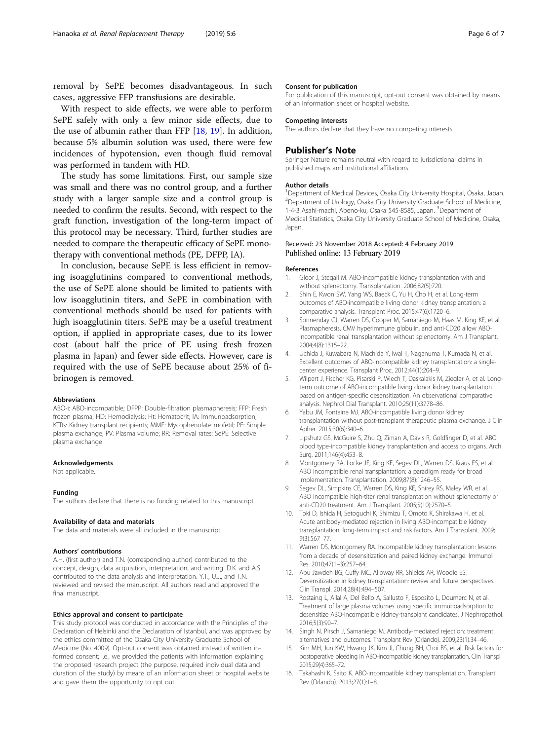removal by SePE becomes disadvantageous. In such cases, aggressive FFP transfusions are desirable.

With respect to side effects, we were able to perform SePE safely with only a few minor side effects, due to the use of albumin rather than FFP [18, 19]. In addition, because 5% albumin solution was used, there were few incidences of hypotension, even though fluid removal was performed in tandem with HD.

The study has some limitations. First, our sample size was small and there was no control group, and a further study with a larger sample size and a control group is needed to confirm the results. Second, with respect to the graft function, investigation of the long-term impact of this protocol may be necessary. Third, further studies are needed to compare the therapeutic efficacy of SePE monotherapy with conventional methods (PE, DFPP, IA).

In conclusion, because SePE is less efficient in removing isoagglutinins compared to conventional methods, the use of SePE alone should be limited to patients with low isoagglutinin titers, and SePE in combination with conventional methods should be used for patients with high isoagglutinin titers. SePE may be a useful treatment option, if applied in appropriate cases, due to its lower cost (about half the price of PE using fresh frozen plasma in Japan) and fewer side effects. However, care is required with the use of SePE because about 25% of fibrinogen is removed.

#### Abbreviations

ABO-i: ABO-incompatible; DFPP: Double-filtration plasmapheresis; FFP: Fresh frozen plasma; HD: Hemodialysis; Ht: Hematocrit; IA: Immunoadsorption; KTRs: Kidney transplant recipients; MMF: Mycophenolate mofetil; PE: Simple plasma exchange; PV: Plasma volume; RR: Removal rates; SePE: Selective plasma exchange

#### Acknowledgements

Not applicable.

#### Funding

The authors declare that there is no funding related to this manuscript.

#### Availability of data and materials

The data and materials were all included in the manuscript.

#### Authors' contributions

A.H. (first author) and T.N. (corresponding author) contributed to the concept, design, data acquisition, interpretation, and writing. D.K. and A.S. contributed to the data analysis and interpretation. Y.T., U.J., and T.N. reviewed and revised the manuscript. All authors read and approved the final manuscript.

#### Ethics approval and consent to participate

This study protocol was conducted in accordance with the Principles of the Declaration of Helsinki and the Declaration of Istanbul, and was approved by the ethics committee of the Osaka City University Graduate School of Medicine (No. 4009). Opt-out consent was obtained instead of written informed consent; i.e., we provided the patients with information explaining the proposed research project (the purpose, required individual data and duration of the study) by means of an information sheet or hospital website and gave them the opportunity to opt out.

#### Consent for publication

For publication of this manuscript, opt-out consent was obtained by means of an information sheet or hospital website.

#### Competing interests

The authors declare that they have no competing interests.

## Publisher's Note

Springer Nature remains neutral with regard to jurisdictional claims in published maps and institutional affiliations.

#### Author details

[1]Department of Medical Devices, Osaka City University Hospital, Osaka, Japan. [2]Department of Urology, Osaka City University Graduate School of Medicine, 1-4-3 Asahi-machi, Abeno-ku, Osaka 545-8585, Japan. [3]Department of Medical Statistics, Osaka City University Graduate School of Medicine, Osaka, Japan.

Received: 23 November 2018 Accepted: 4 February 2019
Published online: 13 February 2019

#### References

1. Gloor J, Stegall M. ABO-incompatible kidney transplantation with and without splenectomy. Transplantation. 2006;82(5):720.
2. Shin E, Kwon SW, Yang WS, Baeck C, Yu H, Cho H, et al. Long-term outcomes of ABO-incompatible living donor kidney transplantation: a comparative analysis. Transplant Proc. 2015;47(6):1720–6.
3. Sonnenday CJ, Warren DS, Cooper M, Samaniego M, Haas M, King KE, et al. Plasmapheresis, CMV hyperimmune globulin, and anti-CD20 allow ABO-incompatible renal transplantation without splenectomy. Am J Transplant. 2004;4(8):1315–22.
4. Uchida J, Kuwabara N, Machida Y, Iwai T, Naganuma T, Kumada N, et al. Excellent outcomes of ABO-incompatible kidney transplantation: a single-center experience. Transplant Proc. 2012;44(1):204–9.
5. Wilpert J, Fischer KG, Pisarski P, Wiech T, Daskalakis M, Ziegler A, et al. Long-term outcome of ABO-incompatible living donor kidney transplantation based on antigen-specific desensitization. An observational comparative analysis. Nephrol Dial Transplant. 2010;25(11):3778–86.
6. Yabu JM, Fontaine MJ. ABO-incompatible living donor kidney transplantation without post-transplant therapeutic plasma exchange. J Clin Apher. 2015;30(6):340–6.
7. Lipshutz GS, McGuire S, Zhu Q, Ziman A, Davis R, Goldfinger D, et al. ABO blood type-incompatible kidney transplantation and access to organs. Arch Surg. 2011;146(4):453–8.
8. Montgomery RA, Locke JE, King KE, Segev DL, Warren DS, Kraus ES, et al. ABO incompatible renal transplantation: a paradigm ready for broad implementation. Transplantation. 2009;87(8):1246–55.
9. Segev DL, Simpkins CE, Warren DS, King KE, Shirey RS, Maley WR, et al. ABO incompatible high-titer renal transplantation without splenectomy or anti-CD20 treatment. Am J Transplant. 2005;5(10):2570–5.
10. Toki D, Ishida H, Setoguchi K, Shimizu T, Omoto K, Shirakawa H, et al. Acute antibody-mediated rejection in living ABO-incompatible kidney transplantation: long-term impact and risk factors. Am J Transplant. 2009;9(3):567–77.
11. Warren DS, Montgomery RA. Incompatible kidney transplantation: lessons from a decade of desensitization and paired kidney exchange. Immunol Res. 2010;47(1–3):257–64.
12. Abu Jawdeh BG, Cuffy MC, Alloway RR, Shields AR, Woodle ES. Desensitization in kidney transplantation: review and future perspectives. Clin Transpl. 2014;28(4):494–507.
13. Rostaing L, Allal A, Del Bello A, Sallusto F, Esposito L, Doumerc N, et al. Treatment of large plasma volumes using specific immunoadsorption to desensitize ABO-incompatible kidney-transplant candidates. J Nephropathol. 2016;5(3):90–7.
14. Singh N, Pirsch J, Samaniego M. Antibody-mediated rejection: treatment alternatives and outcomes. Transplant Rev (Orlando). 2009;23(1):34–46.
15. Kim MH, Jun KW, Hwang JK, Kim JI, Chung BH, Choi BS, et al. Risk factors for postoperative bleeding in ABO-incompatible kidney transplantation. Clin Transpl. 2015;29(4):365–72.
16. Takahashi K, Saito K. ABO-incompatible kidney transplantation. Transplant Rev (Orlando). 2013;27(1):1–8.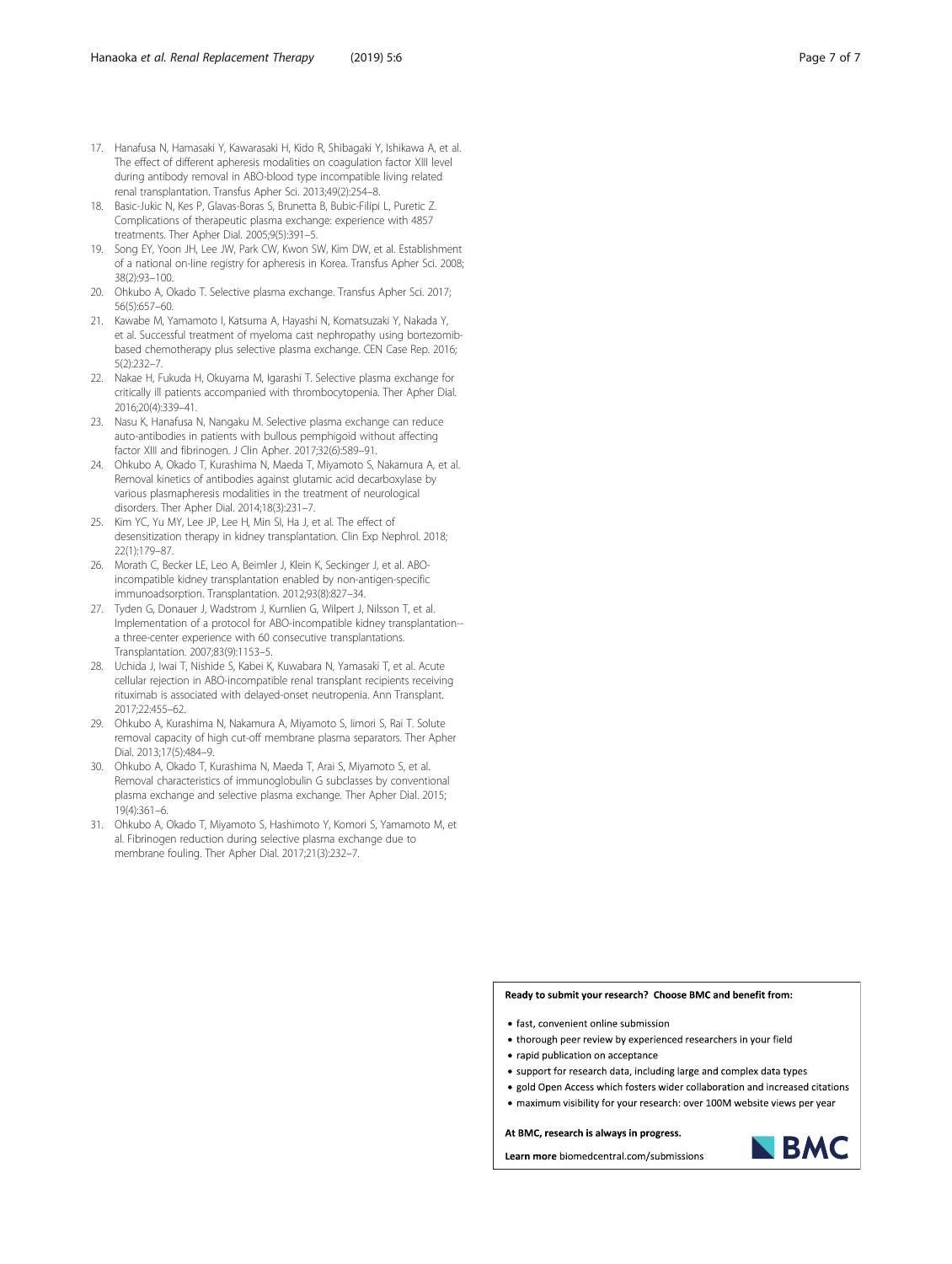17. Hanafusa N, Hamasaki Y, Kawarasaki H, Kido R, Shibagaki Y, Ishikawa A, et al. The effect of different apheresis modalities on coagulation factor XIII level during antibody removal in ABO-blood type incompatible living related renal transplantation. Transfus Apher Sci. 2013;49(2):254–8.
18. Basic-Jukic N, Kes P, Glavas-Boras S, Brunetta B, Bubic-Filipi L, Puretic Z. Complications of therapeutic plasma exchange: experience with 4857 treatments. Ther Apher Dial. 2005;9(5):391–5.
19. Song EY, Yoon JH, Lee JW, Park CW, Kwon SW, Kim DW, et al. Establishment of a national on-line registry for apheresis in Korea. Transfus Apher Sci. 2008; 38(2):93–100.
20. Ohkubo A, Okado T. Selective plasma exchange. Transfus Apher Sci. 2017; 56(5):657–60.
21. Kawabe M, Yamamoto I, Katsuma A, Hayashi N, Komatsuzaki Y, Nakada Y, et al. Successful treatment of myeloma cast nephropathy using bortezomib-based chemotherapy plus selective plasma exchange. CEN Case Rep. 2016; 5(2):232–7.
22. Nakae H, Fukuda H, Okuyama M, Igarashi T. Selective plasma exchange for critically ill patients accompanied with thrombocytopenia. Ther Apher Dial. 2016;20(4):339–41.
23. Nasu K, Hanafusa N, Nangaku M. Selective plasma exchange can reduce auto-antibodies in patients with bullous pemphigoid without affecting factor XIII and fibrinogen. J Clin Apher. 2017;32(6):589–91.
24. Ohkubo A, Okado T, Kurashima N, Maeda T, Miyamoto S, Nakamura A, et al. Removal kinetics of antibodies against glutamic acid decarboxylase by various plasmapheresis modalities in the treatment of neurological disorders. Ther Apher Dial. 2014;18(3):231–7.
25. Kim YC, Yu MY, Lee JP, Lee H, Min SI, Ha J, et al. The effect of desensitization therapy in kidney transplantation. Clin Exp Nephrol. 2018; 22(1):179–87.
26. Morath C, Becker LE, Leo A, Beimler J, Klein K, Seckinger J, et al. ABO-incompatible kidney transplantation enabled by non-antigen-specific immunoadsorption. Transplantation. 2012;93(8):827–34.
27. Tyden G, Donauer J, Wadstrom J, Kumlien G, Wilpert J, Nilsson T, et al. Implementation of a protocol for ABO-incompatible kidney transplantation--a three-center experience with 60 consecutive transplantations. Transplantation. 2007;83(9):1153–5.
28. Uchida J, Iwai T, Nishide S, Kabei K, Kuwabara N, Yamasaki T, et al. Acute cellular rejection in ABO-incompatible renal transplant recipients receiving rituximab is associated with delayed-onset neutropenia. Ann Transplant. 2017;22:455–62.
29. Ohkubo A, Kurashima N, Nakamura A, Miyamoto S, Iimori S, Rai T. Solute removal capacity of high cut-off membrane plasma separators. Ther Apher Dial. 2013;17(5):484–9.
30. Ohkubo A, Okado T, Kurashima N, Maeda T, Arai S, Miyamoto S, et al. Removal characteristics of immunoglobulin G subclasses by conventional plasma exchange and selective plasma exchange. Ther Apher Dial. 2015; 19(4):361–6.
31. Ohkubo A, Okado T, Miyamoto S, Hashimoto Y, Komori S, Yamamoto M, et al. Fibrinogen reduction during selective plasma exchange due to membrane fouling. Ther Apher Dial. 2017;21(3):232–7.

**Ready to submit your research? Choose BMC and benefit from:**

- fast, convenient online submission
- thorough peer review by experienced researchers in your field
- rapid publication on acceptance
- support for research data, including large and complex data types
- gold Open Access which fosters wider collaboration and increased citations
- maximum visibility for your research: over 100M website views per year

**At BMC, research is always in progress.**

**Learn more** biomedcentral.com/submissions

BMC